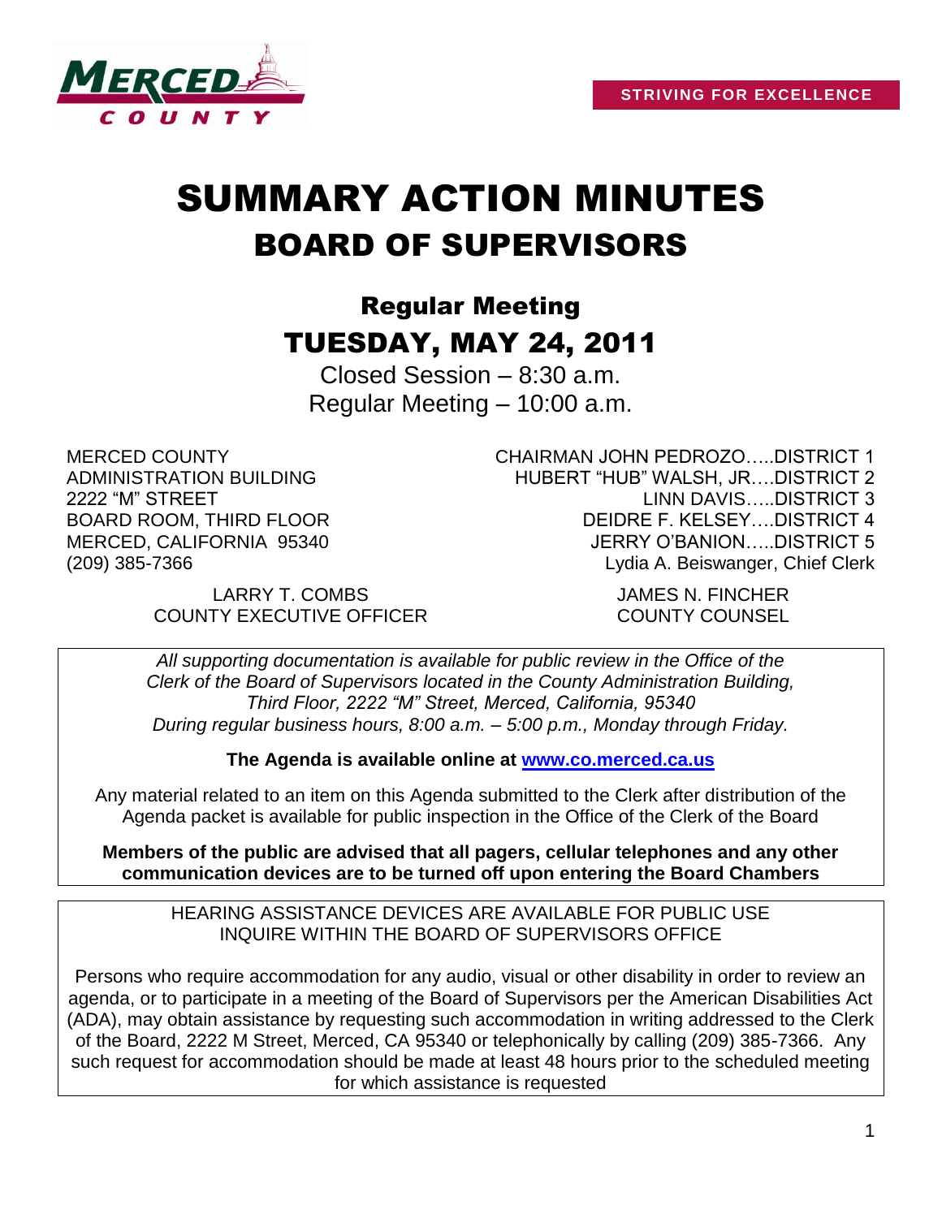STRIVING FOR EXCELLENCE

# SUMMARY ACTION MINUTES
# BOARD OF SUPERVISORS

## Regular Meeting
## TUESDAY, MAY 24, 2011

Closed Session – 8:30 a.m.
Regular Meeting – 10:00 a.m.

MERCED COUNTY
ADMINISTRATION BUILDING
2222 "M" STREET
BOARD ROOM, THIRD FLOOR
MERCED, CALIFORNIA 95340
(209) 385-7366

CHAIRMAN JOHN PEDROZO…..DISTRICT 1
HUBERT "HUB" WALSH, JR….DISTRICT 2
LINN DAVIS…..DISTRICT 3
DEIDRE F. KELSEY….DISTRICT 4
JERRY O'BANION…..DISTRICT 5
Lydia A. Beiswanger, Chief Clerk

LARRY T. COMBS
COUNTY EXECUTIVE OFFICER

JAMES N. FINCHER
COUNTY COUNSEL

*All supporting documentation is available for public review in the Office of the Clerk of the Board of Supervisors located in the County Administration Building, Third Floor, 2222 "M" Street, Merced, California, 95340 During regular business hours, 8:00 a.m. – 5:00 p.m., Monday through Friday.*

**The Agenda is available online at www.co.merced.ca.us**

Any material related to an item on this Agenda submitted to the Clerk after distribution of the Agenda packet is available for public inspection in the Office of the Clerk of the Board

**Members of the public are advised that all pagers, cellular telephones and any other communication devices are to be turned off upon entering the Board Chambers**

HEARING ASSISTANCE DEVICES ARE AVAILABLE FOR PUBLIC USE
INQUIRE WITHIN THE BOARD OF SUPERVISORS OFFICE

Persons who require accommodation for any audio, visual or other disability in order to review an agenda, or to participate in a meeting of the Board of Supervisors per the American Disabilities Act (ADA), may obtain assistance by requesting such accommodation in writing addressed to the Clerk of the Board, 2222 M Street, Merced, CA 95340 or telephonically by calling (209) 385-7366. Any such request for accommodation should be made at least 48 hours prior to the scheduled meeting for which assistance is requested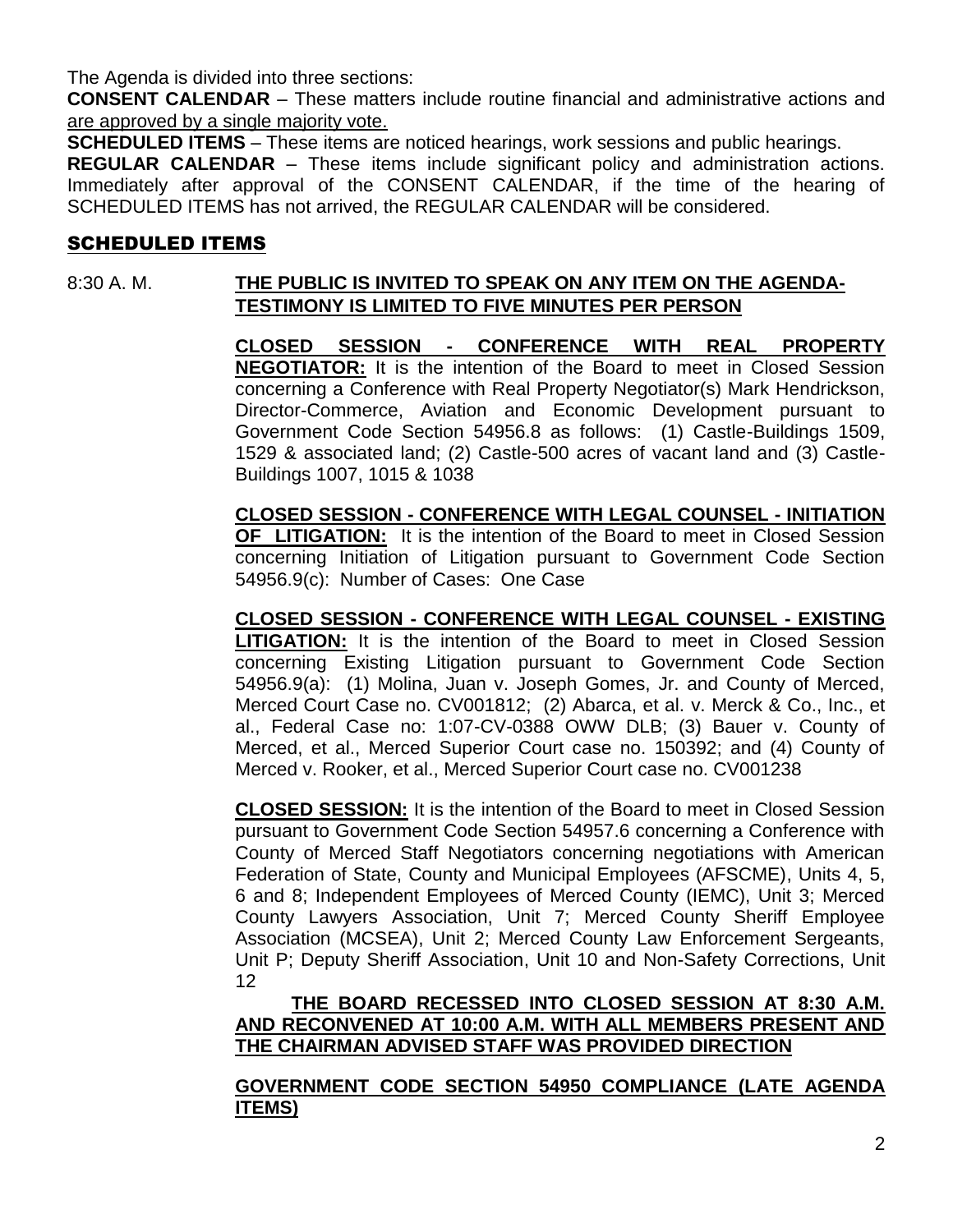The Agenda is divided into three sections:

**CONSENT CALENDAR** – These matters include routine financial and administrative actions and <u>are approved by a single majority vote.</u>

**SCHEDULED ITEMS** – These items are noticed hearings, work sessions and public hearings.

**REGULAR CALENDAR** – These items include significant policy and administration actions. Immediately after approval of the CONSENT CALENDAR, if the time of the hearing of SCHEDULED ITEMS has not arrived, the REGULAR CALENDAR will be considered.

## SCHEDULED ITEMS

8:30 A. M. **<u>THE PUBLIC IS INVITED TO SPEAK ON ANY ITEM ON THE AGENDA-TESTIMONY IS LIMITED TO FIVE MINUTES PER PERSON</u>**

**<u>CLOSED SESSION - CONFERENCE WITH REAL PROPERTY NEGOTIATOR:</u>** It is the intention of the Board to meet in Closed Session concerning a Conference with Real Property Negotiator(s) Mark Hendrickson, Director-Commerce, Aviation and Economic Development pursuant to Government Code Section 54956.8 as follows: (1) Castle-Buildings 1509, 1529 & associated land; (2) Castle-500 acres of vacant land and (3) Castle-Buildings 1007, 1015 & 1038

**<u>CLOSED SESSION - CONFERENCE WITH LEGAL COUNSEL - INITIATION OF LITIGATION:</u>** It is the intention of the Board to meet in Closed Session concerning Initiation of Litigation pursuant to Government Code Section 54956.9(c): Number of Cases: One Case

**<u>CLOSED SESSION - CONFERENCE WITH LEGAL COUNSEL - EXISTING LITIGATION:</u>** It is the intention of the Board to meet in Closed Session concerning Existing Litigation pursuant to Government Code Section 54956.9(a): (1) Molina, Juan v. Joseph Gomes, Jr. and County of Merced, Merced Court Case no. CV001812; (2) Abarca, et al. v. Merck & Co., Inc., et al., Federal Case no: 1:07-CV-0388 OWW DLB; (3) Bauer v. County of Merced, et al., Merced Superior Court case no. 150392; and (4) County of Merced v. Rooker, et al., Merced Superior Court case no. CV001238

**<u>CLOSED SESSION:</u>** It is the intention of the Board to meet in Closed Session pursuant to Government Code Section 54957.6 concerning a Conference with County of Merced Staff Negotiators concerning negotiations with American Federation of State, County and Municipal Employees (AFSCME), Units 4, 5, 6 and 8; Independent Employees of Merced County (IEMC), Unit 3; Merced County Lawyers Association, Unit 7; Merced County Sheriff Employee Association (MCSEA), Unit 2; Merced County Law Enforcement Sergeants, Unit P; Deputy Sheriff Association, Unit 10 and Non-Safety Corrections, Unit 12

**<u>THE BOARD RECESSED INTO CLOSED SESSION AT 8:30 A.M. AND RECONVENED AT 10:00 A.M. WITH ALL MEMBERS PRESENT AND THE CHAIRMAN ADVISED STAFF WAS PROVIDED DIRECTION</u>**

**<u>GOVERNMENT CODE SECTION 54950 COMPLIANCE (LATE AGENDA ITEMS)</u>**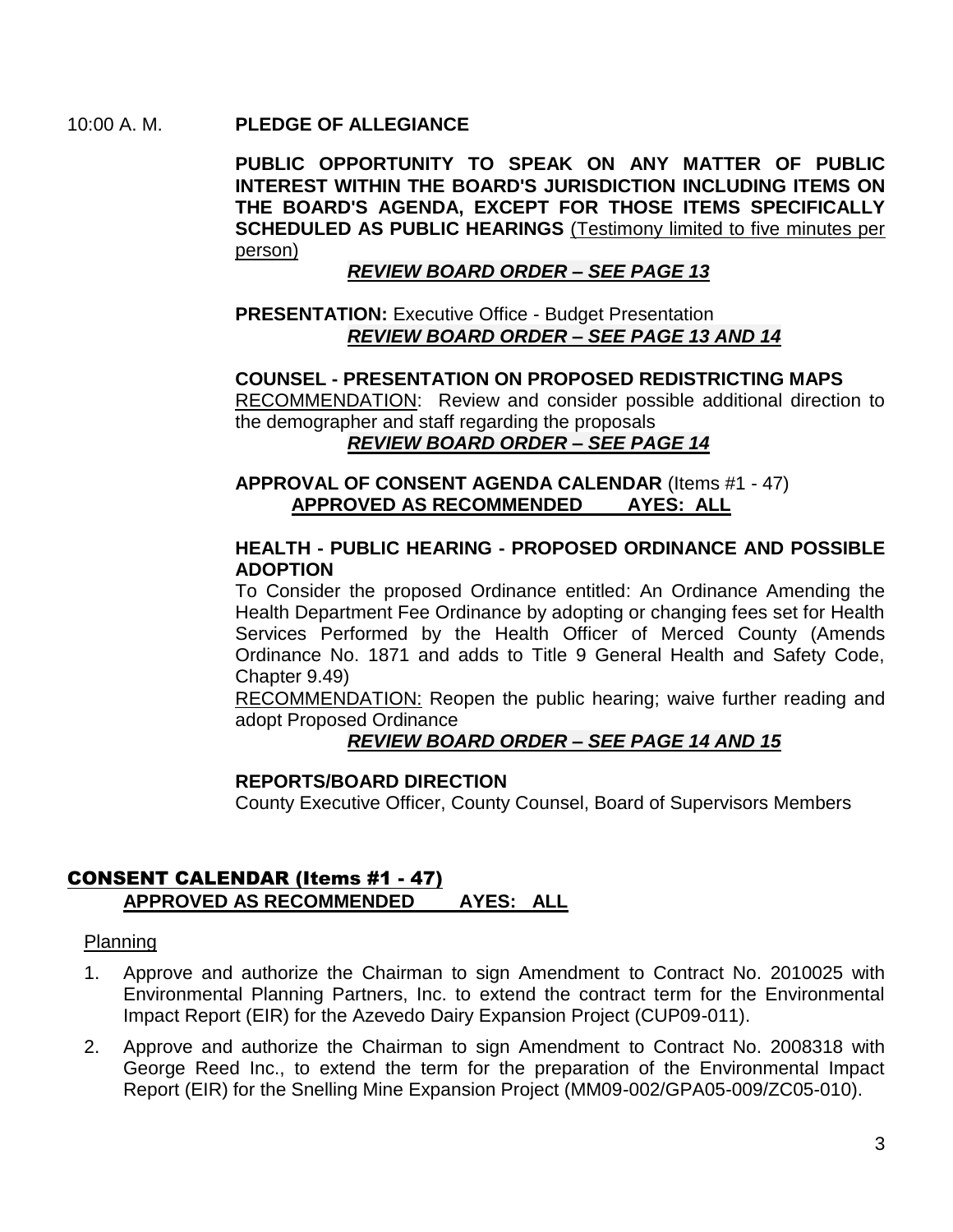10:00 A. M. **PLEDGE OF ALLEGIANCE**

**PUBLIC OPPORTUNITY TO SPEAK ON ANY MATTER OF PUBLIC INTEREST WITHIN THE BOARD'S JURISDICTION INCLUDING ITEMS ON THE BOARD'S AGENDA, EXCEPT FOR THOSE ITEMS SPECIFICALLY SCHEDULED AS PUBLIC HEARINGS** (Testimony limited to five minutes per person)

***REVIEW BOARD ORDER – SEE PAGE 13***

**PRESENTATION:** Executive Office - Budget Presentation
***REVIEW BOARD ORDER – SEE PAGE 13 AND 14***

**COUNSEL - PRESENTATION ON PROPOSED REDISTRICTING MAPS**
RECOMMENDATION: Review and consider possible additional direction to the demographer and staff regarding the proposals
***REVIEW BOARD ORDER – SEE PAGE 14***

**APPROVAL OF CONSENT AGENDA CALENDAR** (Items #1 - 47)
**APPROVED AS RECOMMENDED AYES: ALL**

**HEALTH - PUBLIC HEARING - PROPOSED ORDINANCE AND POSSIBLE ADOPTION**
To Consider the proposed Ordinance entitled: An Ordinance Amending the Health Department Fee Ordinance by adopting or changing fees set for Health Services Performed by the Health Officer of Merced County (Amends Ordinance No. 1871 and adds to Title 9 General Health and Safety Code, Chapter 9.49)
RECOMMENDATION: Reopen the public hearing; waive further reading and adopt Proposed Ordinance
***REVIEW BOARD ORDER – SEE PAGE 14 AND 15***

**REPORTS/BOARD DIRECTION**
County Executive Officer, County Counsel, Board of Supervisors Members

## CONSENT CALENDAR (Items #1 - 47)

**APPROVED AS RECOMMENDED AYES: ALL**

Planning

1. Approve and authorize the Chairman to sign Amendment to Contract No. 2010025 with Environmental Planning Partners, Inc. to extend the contract term for the Environmental Impact Report (EIR) for the Azevedo Dairy Expansion Project (CUP09-011).
2. Approve and authorize the Chairman to sign Amendment to Contract No. 2008318 with George Reed Inc., to extend the term for the preparation of the Environmental Impact Report (EIR) for the Snelling Mine Expansion Project (MM09-002/GPA05-009/ZC05-010).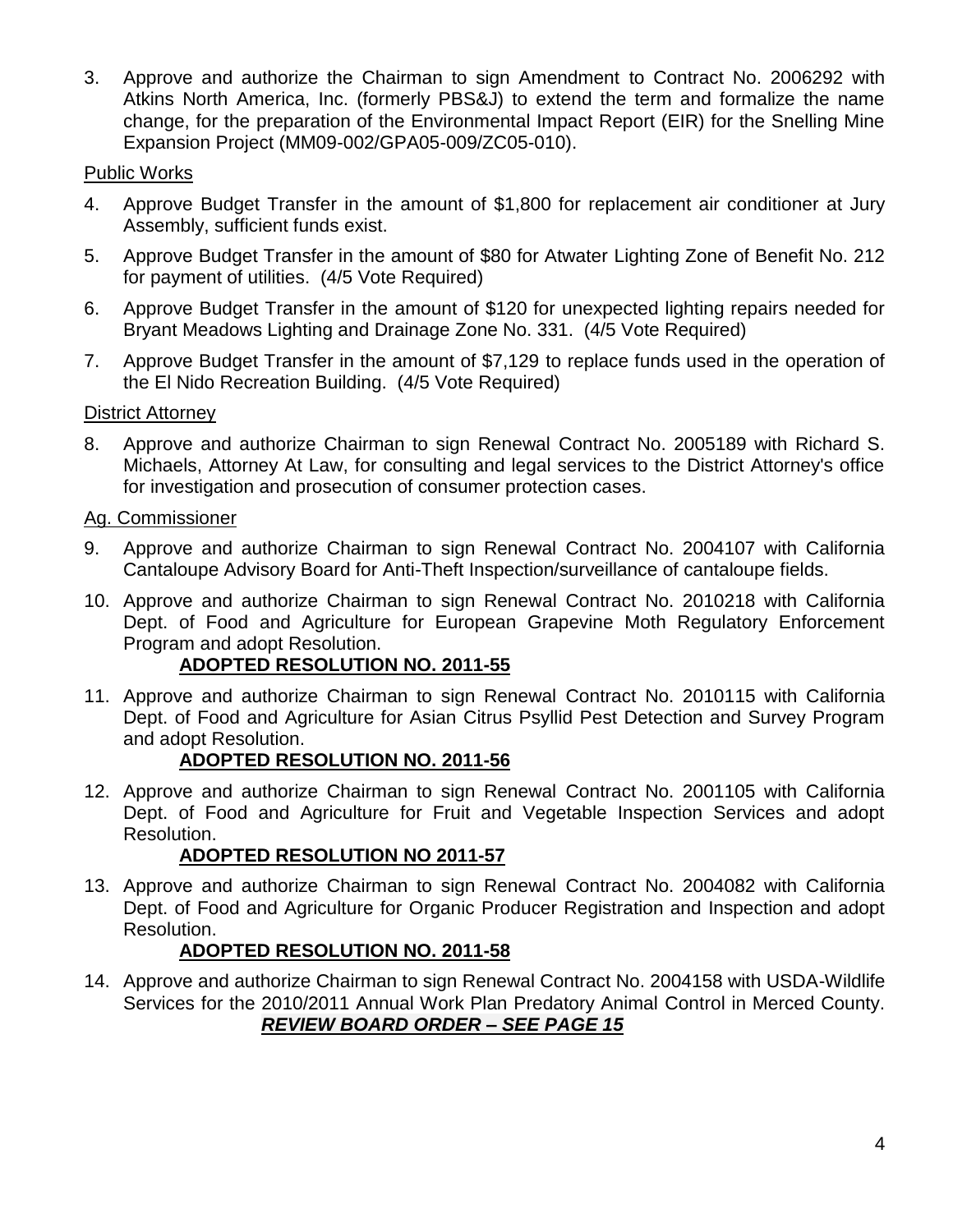3. Approve and authorize the Chairman to sign Amendment to Contract No. 2006292 with Atkins North America, Inc. (formerly PBS&J) to extend the term and formalize the name change, for the preparation of the Environmental Impact Report (EIR) for the Snelling Mine Expansion Project (MM09-002/GPA05-009/ZC05-010).

<u>Public Works</u>

4. Approve Budget Transfer in the amount of $1,800 for replacement air conditioner at Jury Assembly, sufficient funds exist.
5. Approve Budget Transfer in the amount of $80 for Atwater Lighting Zone of Benefit No. 212 for payment of utilities. (4/5 Vote Required)
6. Approve Budget Transfer in the amount of $120 for unexpected lighting repairs needed for Bryant Meadows Lighting and Drainage Zone No. 331. (4/5 Vote Required)
7. Approve Budget Transfer in the amount of $7,129 to replace funds used in the operation of the El Nido Recreation Building. (4/5 Vote Required)

<u>District Attorney</u>

8. Approve and authorize Chairman to sign Renewal Contract No. 2005189 with Richard S. Michaels, Attorney At Law, for consulting and legal services to the District Attorney's office for investigation and prosecution of consumer protection cases.

<u>Ag. Commissioner</u>

9. Approve and authorize Chairman to sign Renewal Contract No. 2004107 with California Cantaloupe Advisory Board for Anti-Theft Inspection/surveillance of cantaloupe fields.
10. Approve and authorize Chairman to sign Renewal Contract No. 2010218 with California Dept. of Food and Agriculture for European Grapevine Moth Regulatory Enforcement Program and adopt Resolution.

    **<u>ADOPTED RESOLUTION NO. 2011-55</u>**

11. Approve and authorize Chairman to sign Renewal Contract No. 2010115 with California Dept. of Food and Agriculture for Asian Citrus Psyllid Pest Detection and Survey Program and adopt Resolution.

    **<u>ADOPTED RESOLUTION NO. 2011-56</u>**

12. Approve and authorize Chairman to sign Renewal Contract No. 2001105 with California Dept. of Food and Agriculture for Fruit and Vegetable Inspection Services and adopt Resolution.

    **<u>ADOPTED RESOLUTION NO 2011-57</u>**

13. Approve and authorize Chairman to sign Renewal Contract No. 2004082 with California Dept. of Food and Agriculture for Organic Producer Registration and Inspection and adopt Resolution.

    **<u>ADOPTED RESOLUTION NO. 2011-58</u>**

14. Approve and authorize Chairman to sign Renewal Contract No. 2004158 with USDA-Wildlife Services for the 2010/2011 Annual Work Plan Predatory Animal Control in Merced County.

    ***<u>REVIEW BOARD ORDER – SEE PAGE 15</u>***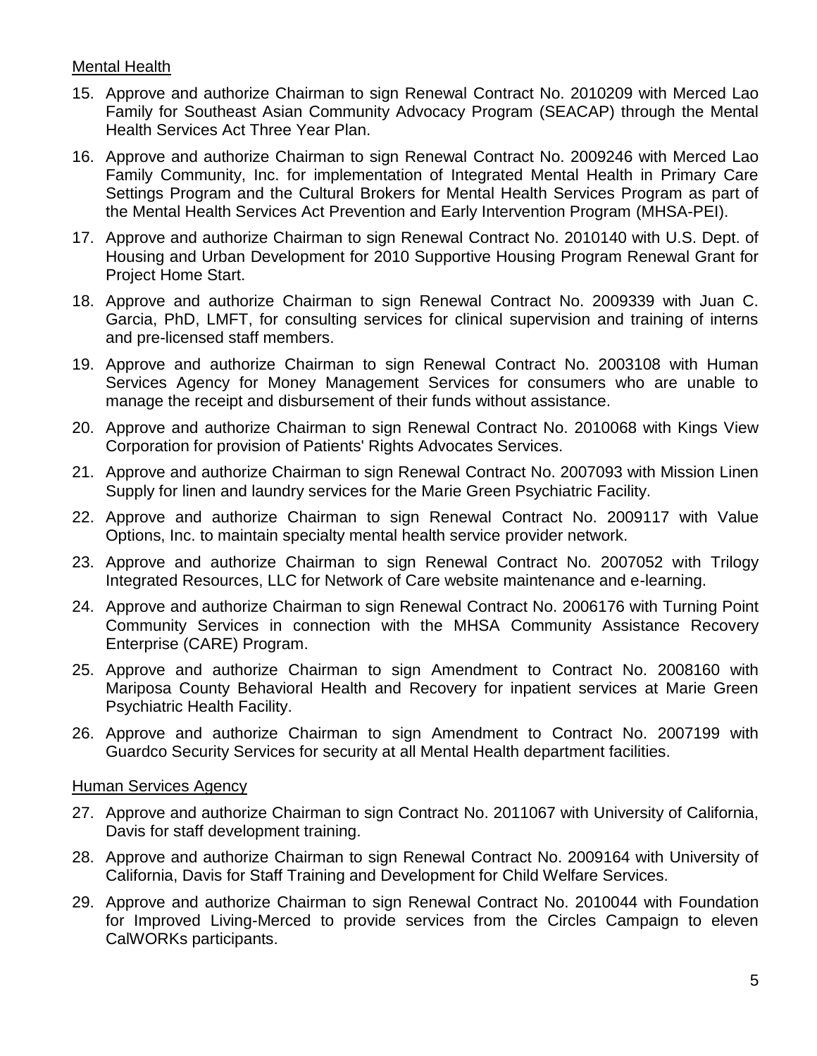Mental Health

15. Approve and authorize Chairman to sign Renewal Contract No. 2010209 with Merced Lao Family for Southeast Asian Community Advocacy Program (SEACAP) through the Mental Health Services Act Three Year Plan.
16. Approve and authorize Chairman to sign Renewal Contract No. 2009246 with Merced Lao Family Community, Inc. for implementation of Integrated Mental Health in Primary Care Settings Program and the Cultural Brokers for Mental Health Services Program as part of the Mental Health Services Act Prevention and Early Intervention Program (MHSA-PEI).
17. Approve and authorize Chairman to sign Renewal Contract No. 2010140 with U.S. Dept. of Housing and Urban Development for 2010 Supportive Housing Program Renewal Grant for Project Home Start.
18. Approve and authorize Chairman to sign Renewal Contract No. 2009339 with Juan C. Garcia, PhD, LMFT, for consulting services for clinical supervision and training of interns and pre-licensed staff members.
19. Approve and authorize Chairman to sign Renewal Contract No. 2003108 with Human Services Agency for Money Management Services for consumers who are unable to manage the receipt and disbursement of their funds without assistance.
20. Approve and authorize Chairman to sign Renewal Contract No. 2010068 with Kings View Corporation for provision of Patients' Rights Advocates Services.
21. Approve and authorize Chairman to sign Renewal Contract No. 2007093 with Mission Linen Supply for linen and laundry services for the Marie Green Psychiatric Facility.
22. Approve and authorize Chairman to sign Renewal Contract No. 2009117 with Value Options, Inc. to maintain specialty mental health service provider network.
23. Approve and authorize Chairman to sign Renewal Contract No. 2007052 with Trilogy Integrated Resources, LLC for Network of Care website maintenance and e-learning.
24. Approve and authorize Chairman to sign Renewal Contract No. 2006176 with Turning Point Community Services in connection with the MHSA Community Assistance Recovery Enterprise (CARE) Program.
25. Approve and authorize Chairman to sign Amendment to Contract No. 2008160 with Mariposa County Behavioral Health and Recovery for inpatient services at Marie Green Psychiatric Health Facility.
26. Approve and authorize Chairman to sign Amendment to Contract No. 2007199 with Guardco Security Services for security at all Mental Health department facilities.

Human Services Agency

27. Approve and authorize Chairman to sign Contract No. 2011067 with University of California, Davis for staff development training.
28. Approve and authorize Chairman to sign Renewal Contract No. 2009164 with University of California, Davis for Staff Training and Development for Child Welfare Services.
29. Approve and authorize Chairman to sign Renewal Contract No. 2010044 with Foundation for Improved Living-Merced to provide services from the Circles Campaign to eleven CalWORKs participants.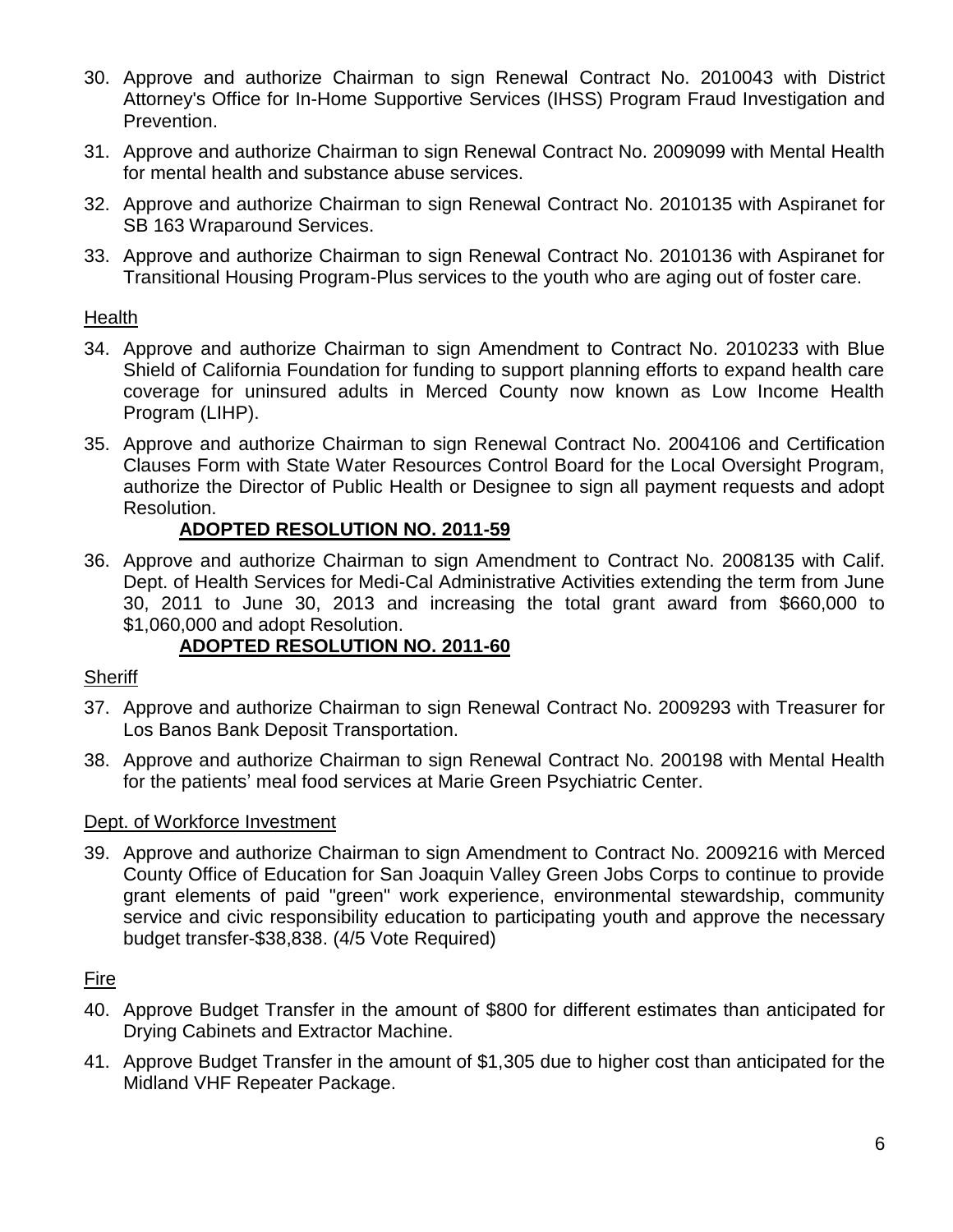30. Approve and authorize Chairman to sign Renewal Contract No. 2010043 with District Attorney's Office for In-Home Supportive Services (IHSS) Program Fraud Investigation and Prevention.

31. Approve and authorize Chairman to sign Renewal Contract No. 2009099 with Mental Health for mental health and substance abuse services.

32. Approve and authorize Chairman to sign Renewal Contract No. 2010135 with Aspiranet for SB 163 Wraparound Services.

33. Approve and authorize Chairman to sign Renewal Contract No. 2010136 with Aspiranet for Transitional Housing Program-Plus services to the youth who are aging out of foster care.

Health

34. Approve and authorize Chairman to sign Amendment to Contract No. 2010233 with Blue Shield of California Foundation for funding to support planning efforts to expand health care coverage for uninsured adults in Merced County now known as Low Income Health Program (LIHP).

35. Approve and authorize Chairman to sign Renewal Contract No. 2004106 and Certification Clauses Form with State Water Resources Control Board for the Local Oversight Program, authorize the Director of Public Health or Designee to sign all payment requests and adopt Resolution.

    **ADOPTED RESOLUTION NO. 2011-59**

36. Approve and authorize Chairman to sign Amendment to Contract No. 2008135 with Calif. Dept. of Health Services for Medi-Cal Administrative Activities extending the term from June 30, 2011 to June 30, 2013 and increasing the total grant award from $660,000 to $1,060,000 and adopt Resolution.

    **ADOPTED RESOLUTION NO. 2011-60**

Sheriff

37. Approve and authorize Chairman to sign Renewal Contract No. 2009293 with Treasurer for Los Banos Bank Deposit Transportation.

38. Approve and authorize Chairman to sign Renewal Contract No. 200198 with Mental Health for the patients' meal food services at Marie Green Psychiatric Center.

Dept. of Workforce Investment

39. Approve and authorize Chairman to sign Amendment to Contract No. 2009216 with Merced County Office of Education for San Joaquin Valley Green Jobs Corps to continue to provide grant elements of paid "green" work experience, environmental stewardship, community service and civic responsibility education to participating youth and approve the necessary budget transfer-$38,838. (4/5 Vote Required)

Fire

40. Approve Budget Transfer in the amount of $800 for different estimates than anticipated for Drying Cabinets and Extractor Machine.

41. Approve Budget Transfer in the amount of $1,305 due to higher cost than anticipated for the Midland VHF Repeater Package.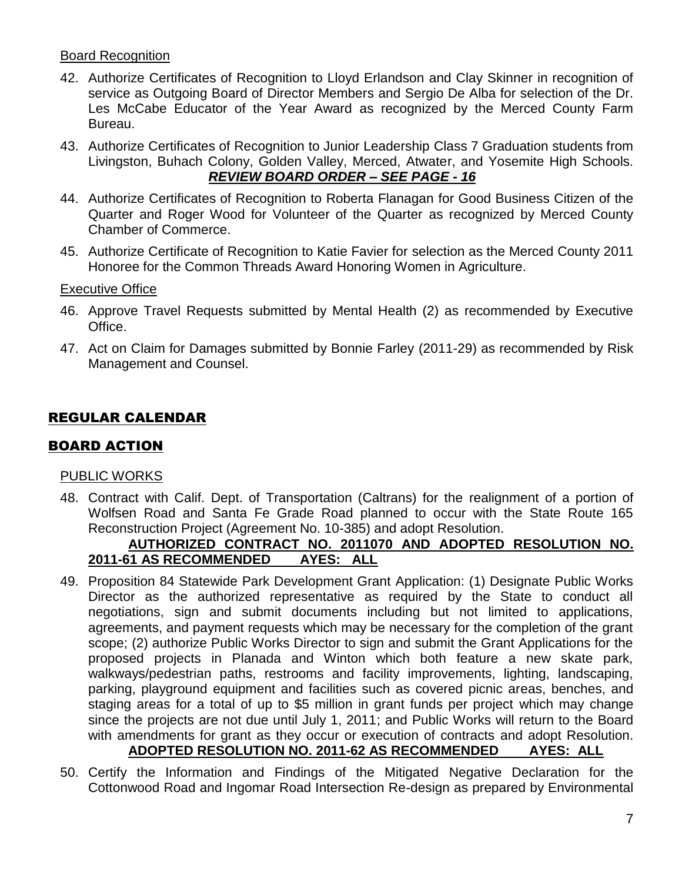Board Recognition

42. Authorize Certificates of Recognition to Lloyd Erlandson and Clay Skinner in recognition of service as Outgoing Board of Director Members and Sergio De Alba for selection of the Dr. Les McCabe Educator of the Year Award as recognized by the Merced County Farm Bureau.

43. Authorize Certificates of Recognition to Junior Leadership Class 7 Graduation students from Livingston, Buhach Colony, Golden Valley, Merced, Atwater, and Yosemite High Schools.
***REVIEW BOARD ORDER – SEE PAGE - 16***

44. Authorize Certificates of Recognition to Roberta Flanagan for Good Business Citizen of the Quarter and Roger Wood for Volunteer of the Quarter as recognized by Merced County Chamber of Commerce.

45. Authorize Certificate of Recognition to Katie Favier for selection as the Merced County 2011 Honoree for the Common Threads Award Honoring Women in Agriculture.

Executive Office

46. Approve Travel Requests submitted by Mental Health (2) as recommended by Executive Office.

47. Act on Claim for Damages submitted by Bonnie Farley (2011-29) as recommended by Risk Management and Counsel.

## REGULAR CALENDAR

## BOARD ACTION

PUBLIC WORKS

48. Contract with Calif. Dept. of Transportation (Caltrans) for the realignment of a portion of Wolfsen Road and Santa Fe Grade Road planned to occur with the State Route 165 Reconstruction Project (Agreement No. 10-385) and adopt Resolution.
**AUTHORIZED CONTRACT NO. 2011070 AND ADOPTED RESOLUTION NO. 2011-61 AS RECOMMENDED AYES: ALL**

49. Proposition 84 Statewide Park Development Grant Application: (1) Designate Public Works Director as the authorized representative as required by the State to conduct all negotiations, sign and submit documents including but not limited to applications, agreements, and payment requests which may be necessary for the completion of the grant scope; (2) authorize Public Works Director to sign and submit the Grant Applications for the proposed projects in Planada and Winton which both feature a new skate park, walkways/pedestrian paths, restrooms and facility improvements, lighting, landscaping, parking, playground equipment and facilities such as covered picnic areas, benches, and staging areas for a total of up to $5 million in grant funds per project which may change since the projects are not due until July 1, 2011; and Public Works will return to the Board with amendments for grant as they occur or execution of contracts and adopt Resolution.
**ADOPTED RESOLUTION NO. 2011-62 AS RECOMMENDED AYES: ALL**

50. Certify the Information and Findings of the Mitigated Negative Declaration for the Cottonwood Road and Ingomar Road Intersection Re-design as prepared by Environmental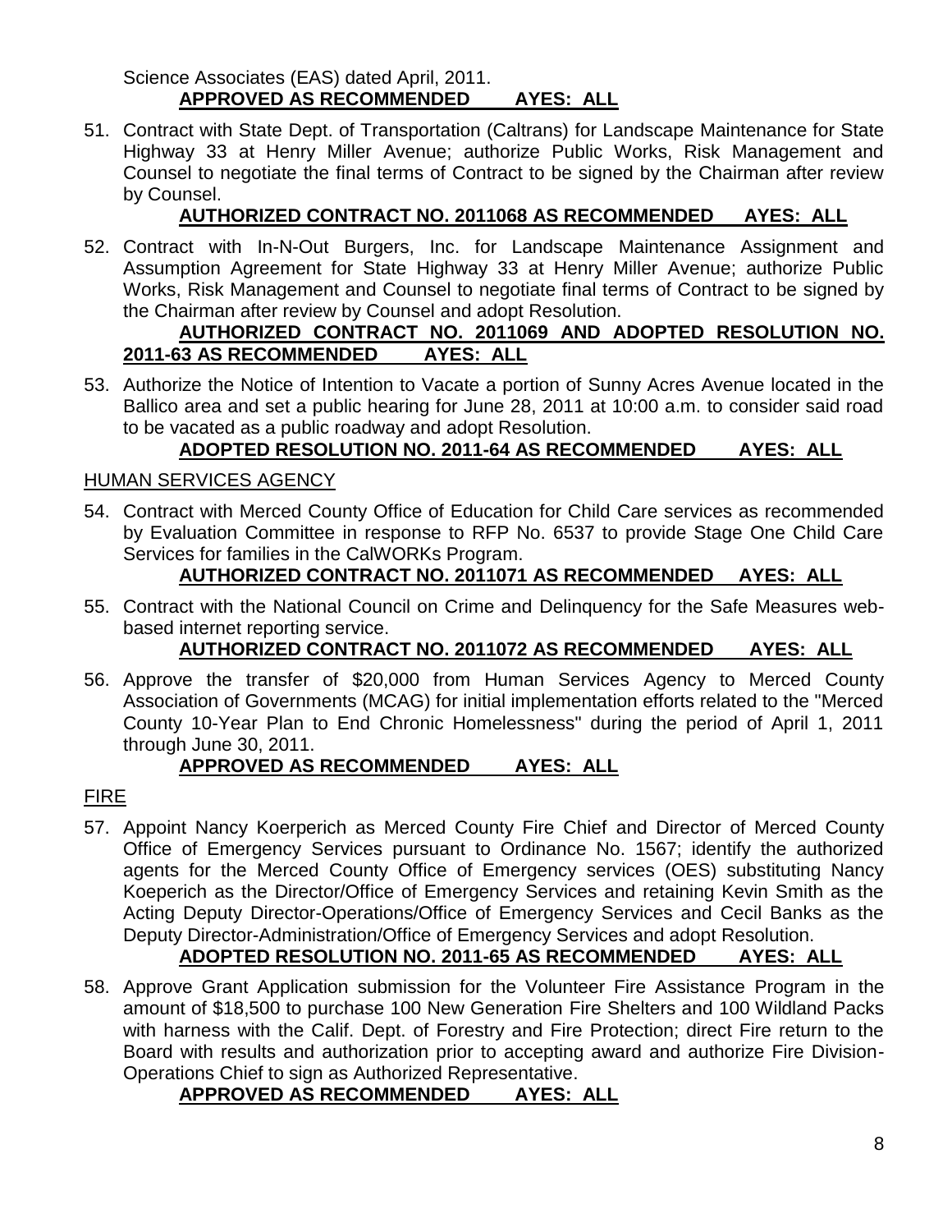Science Associates (EAS) dated April, 2011.

**APPROVED AS RECOMMENDED AYES: ALL**

51. Contract with State Dept. of Transportation (Caltrans) for Landscape Maintenance for State Highway 33 at Henry Miller Avenue; authorize Public Works, Risk Management and Counsel to negotiate the final terms of Contract to be signed by the Chairman after review by Counsel.

    **AUTHORIZED CONTRACT NO. 2011068 AS RECOMMENDED AYES: ALL**

52. Contract with In-N-Out Burgers, Inc. for Landscape Maintenance Assignment and Assumption Agreement for State Highway 33 at Henry Miller Avenue; authorize Public Works, Risk Management and Counsel to negotiate final terms of Contract to be signed by the Chairman after review by Counsel and adopt Resolution.

    **AUTHORIZED CONTRACT NO. 2011069 AND ADOPTED RESOLUTION NO. 2011-63 AS RECOMMENDED AYES: ALL**

53. Authorize the Notice of Intention to Vacate a portion of Sunny Acres Avenue located in the Ballico area and set a public hearing for June 28, 2011 at 10:00 a.m. to consider said road to be vacated as a public roadway and adopt Resolution.

    **ADOPTED RESOLUTION NO. 2011-64 AS RECOMMENDED AYES: ALL**

HUMAN SERVICES AGENCY

54. Contract with Merced County Office of Education for Child Care services as recommended by Evaluation Committee in response to RFP No. 6537 to provide Stage One Child Care Services for families in the CalWORKs Program.

    **AUTHORIZED CONTRACT NO. 2011071 AS RECOMMENDED AYES: ALL**

55. Contract with the National Council on Crime and Delinquency for the Safe Measures web-based internet reporting service.

    **AUTHORIZED CONTRACT NO. 2011072 AS RECOMMENDED AYES: ALL**

56. Approve the transfer of $20,000 from Human Services Agency to Merced County Association of Governments (MCAG) for initial implementation efforts related to the "Merced County 10-Year Plan to End Chronic Homelessness" during the period of April 1, 2011 through June 30, 2011.

    **APPROVED AS RECOMMENDED AYES: ALL**

FIRE

57. Appoint Nancy Koerperich as Merced County Fire Chief and Director of Merced County Office of Emergency Services pursuant to Ordinance No. 1567; identify the authorized agents for the Merced County Office of Emergency services (OES) substituting Nancy Koeperich as the Director/Office of Emergency Services and retaining Kevin Smith as the Acting Deputy Director-Operations/Office of Emergency Services and Cecil Banks as the Deputy Director-Administration/Office of Emergency Services and adopt Resolution.

    **ADOPTED RESOLUTION NO. 2011-65 AS RECOMMENDED AYES: ALL**

58. Approve Grant Application submission for the Volunteer Fire Assistance Program in the amount of $18,500 to purchase 100 New Generation Fire Shelters and 100 Wildland Packs with harness with the Calif. Dept. of Forestry and Fire Protection; direct Fire return to the Board with results and authorization prior to accepting award and authorize Fire Division-Operations Chief to sign as Authorized Representative.

    **APPROVED AS RECOMMENDED AYES: ALL**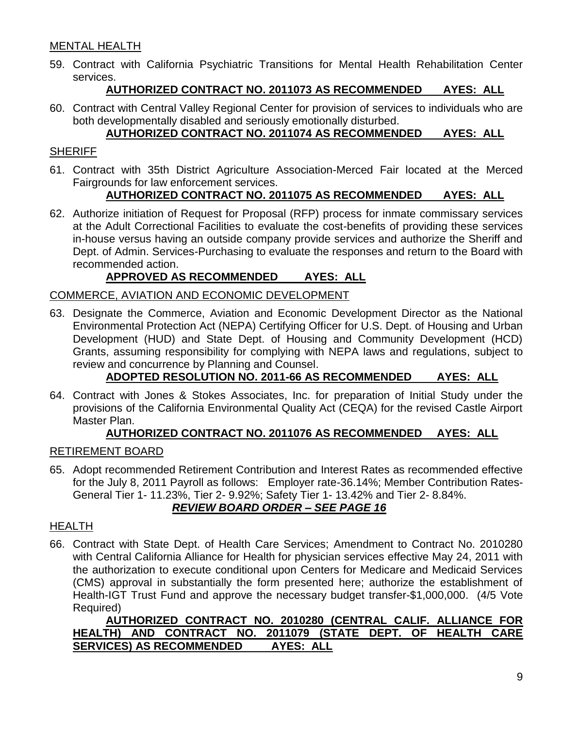MENTAL HEALTH

59. Contract with California Psychiatric Transitions for Mental Health Rehabilitation Center services.

    **AUTHORIZED CONTRACT NO. 2011073 AS RECOMMENDED AYES: ALL**

60. Contract with Central Valley Regional Center for provision of services to individuals who are both developmentally disabled and seriously emotionally disturbed.

    **AUTHORIZED CONTRACT NO. 2011074 AS RECOMMENDED AYES: ALL**

SHERIFF

61. Contract with 35th District Agriculture Association-Merced Fair located at the Merced Fairgrounds for law enforcement services.

    **AUTHORIZED CONTRACT NO. 2011075 AS RECOMMENDED AYES: ALL**

62. Authorize initiation of Request for Proposal (RFP) process for inmate commissary services at the Adult Correctional Facilities to evaluate the cost-benefits of providing these services in-house versus having an outside company provide services and authorize the Sheriff and Dept. of Admin. Services-Purchasing to evaluate the responses and return to the Board with recommended action.

    **APPROVED AS RECOMMENDED AYES: ALL**

COMMERCE, AVIATION AND ECONOMIC DEVELOPMENT

63. Designate the Commerce, Aviation and Economic Development Director as the National Environmental Protection Act (NEPA) Certifying Officer for U.S. Dept. of Housing and Urban Development (HUD) and State Dept. of Housing and Community Development (HCD) Grants, assuming responsibility for complying with NEPA laws and regulations, subject to review and concurrence by Planning and Counsel.

    **ADOPTED RESOLUTION NO. 2011-66 AS RECOMMENDED AYES: ALL**

64. Contract with Jones & Stokes Associates, Inc. for preparation of Initial Study under the provisions of the California Environmental Quality Act (CEQA) for the revised Castle Airport Master Plan.

    **AUTHORIZED CONTRACT NO. 2011076 AS RECOMMENDED AYES: ALL**

RETIREMENT BOARD

65. Adopt recommended Retirement Contribution and Interest Rates as recommended effective for the July 8, 2011 Payroll as follows: Employer rate-36.14%; Member Contribution Rates-General Tier 1- 11.23%, Tier 2- 9.92%; Safety Tier 1- 13.42% and Tier 2- 8.84%.

    ***REVIEW BOARD ORDER – SEE PAGE 16***

HEALTH

66. Contract with State Dept. of Health Care Services; Amendment to Contract No. 2010280 with Central California Alliance for Health for physician services effective May 24, 2011 with the authorization to execute conditional upon Centers for Medicare and Medicaid Services (CMS) approval in substantially the form presented here; authorize the establishment of Health-IGT Trust Fund and approve the necessary budget transfer-$1,000,000. (4/5 Vote Required)

    **AUTHORIZED CONTRACT NO. 2010280 (CENTRAL CALIF. ALLIANCE FOR HEALTH) AND CONTRACT NO. 2011079 (STATE DEPT. OF HEALTH CARE SERVICES) AS RECOMMENDED AYES: ALL**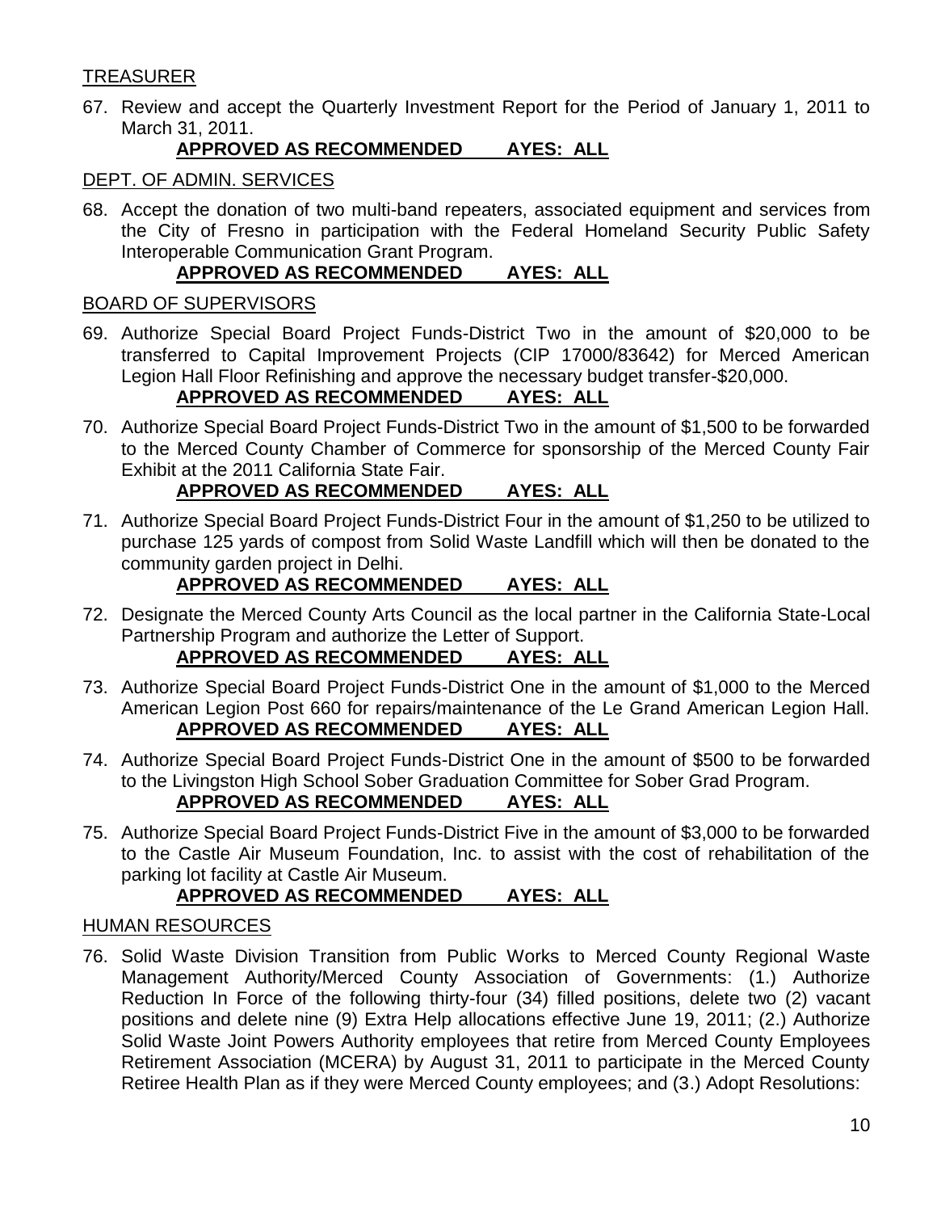<u>TREASURER</u>

67. Review and accept the Quarterly Investment Report for the Period of January 1, 2011 to March 31, 2011.

    **APPROVED AS RECOMMENDED AYES: ALL**

<u>DEPT. OF ADMIN. SERVICES</u>

68. Accept the donation of two multi-band repeaters, associated equipment and services from the City of Fresno in participation with the Federal Homeland Security Public Safety Interoperable Communication Grant Program.

    **APPROVED AS RECOMMENDED AYES: ALL**

<u>BOARD OF SUPERVISORS</u>

69. Authorize Special Board Project Funds-District Two in the amount of $20,000 to be transferred to Capital Improvement Projects (CIP 17000/83642) for Merced American Legion Hall Floor Refinishing and approve the necessary budget transfer-$20,000.

    **APPROVED AS RECOMMENDED AYES: ALL**

70. Authorize Special Board Project Funds-District Two in the amount of $1,500 to be forwarded to the Merced County Chamber of Commerce for sponsorship of the Merced County Fair Exhibit at the 2011 California State Fair.

    **APPROVED AS RECOMMENDED AYES: ALL**

71. Authorize Special Board Project Funds-District Four in the amount of $1,250 to be utilized to purchase 125 yards of compost from Solid Waste Landfill which will then be donated to the community garden project in Delhi.

    **APPROVED AS RECOMMENDED AYES: ALL**

72. Designate the Merced County Arts Council as the local partner in the California State-Local Partnership Program and authorize the Letter of Support.

    **APPROVED AS RECOMMENDED AYES: ALL**

73. Authorize Special Board Project Funds-District One in the amount of $1,000 to the Merced American Legion Post 660 for repairs/maintenance of the Le Grand American Legion Hall.

    **APPROVED AS RECOMMENDED AYES: ALL**

74. Authorize Special Board Project Funds-District One in the amount of $500 to be forwarded to the Livingston High School Sober Graduation Committee for Sober Grad Program.

    **APPROVED AS RECOMMENDED AYES: ALL**

75. Authorize Special Board Project Funds-District Five in the amount of $3,000 to be forwarded to the Castle Air Museum Foundation, Inc. to assist with the cost of rehabilitation of the parking lot facility at Castle Air Museum.

    **APPROVED AS RECOMMENDED AYES: ALL**

<u>HUMAN RESOURCES</u>

76. Solid Waste Division Transition from Public Works to Merced County Regional Waste Management Authority/Merced County Association of Governments: (1.) Authorize Reduction In Force of the following thirty-four (34) filled positions, delete two (2) vacant positions and delete nine (9) Extra Help allocations effective June 19, 2011; (2.) Authorize Solid Waste Joint Powers Authority employees that retire from Merced County Employees Retirement Association (MCERA) by August 31, 2011 to participate in the Merced County Retiree Health Plan as if they were Merced County employees; and (3.) Adopt Resolutions: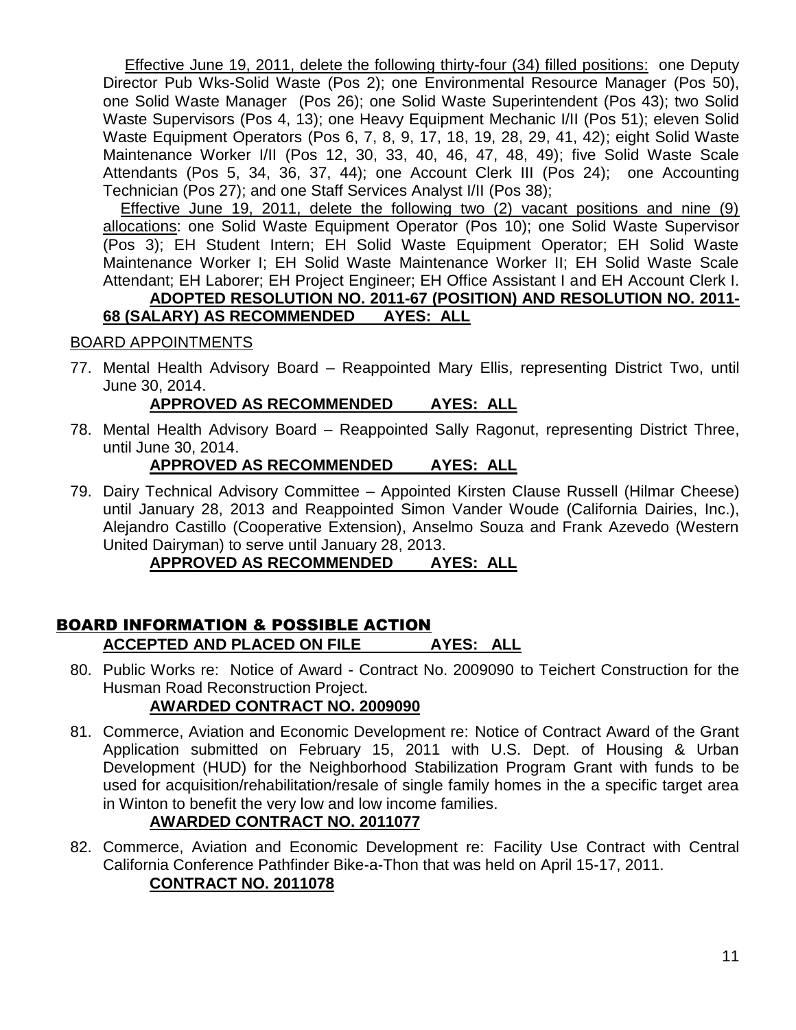Effective June 19, 2011, delete the following thirty-four (34) filled positions: one Deputy Director Pub Wks-Solid Waste (Pos 2); one Environmental Resource Manager (Pos 50), one Solid Waste Manager (Pos 26); one Solid Waste Superintendent (Pos 43); two Solid Waste Supervisors (Pos 4, 13); one Heavy Equipment Mechanic I/II (Pos 51); eleven Solid Waste Equipment Operators (Pos 6, 7, 8, 9, 17, 18, 19, 28, 29, 41, 42); eight Solid Waste Maintenance Worker I/II (Pos 12, 30, 33, 40, 46, 47, 48, 49); five Solid Waste Scale Attendants (Pos 5, 34, 36, 37, 44); one Account Clerk III (Pos 24); one Accounting Technician (Pos 27); and one Staff Services Analyst I/II (Pos 38);

Effective June 19, 2011, delete the following two (2) vacant positions and nine (9) allocations: one Solid Waste Equipment Operator (Pos 10); one Solid Waste Supervisor (Pos 3); EH Student Intern; EH Solid Waste Equipment Operator; EH Solid Waste Maintenance Worker I; EH Solid Waste Maintenance Worker II; EH Solid Waste Scale Attendant; EH Laborer; EH Project Engineer; EH Office Assistant I and EH Account Clerk I.

**ADOPTED RESOLUTION NO. 2011-67 (POSITION) AND RESOLUTION NO. 2011-68 (SALARY) AS RECOMMENDED AYES: ALL**

BOARD APPOINTMENTS

77. Mental Health Advisory Board – Reappointed Mary Ellis, representing District Two, until June 30, 2014.

    **APPROVED AS RECOMMENDED AYES: ALL**

78. Mental Health Advisory Board – Reappointed Sally Ragonut, representing District Three, until June 30, 2014.

    **APPROVED AS RECOMMENDED AYES: ALL**

79. Dairy Technical Advisory Committee – Appointed Kirsten Clause Russell (Hilmar Cheese) until January 28, 2013 and Reappointed Simon Vander Woude (California Dairies, Inc.), Alejandro Castillo (Cooperative Extension), Anselmo Souza and Frank Azevedo (Western United Dairyman) to serve until January 28, 2013.

    **APPROVED AS RECOMMENDED AYES: ALL**

## BOARD INFORMATION & POSSIBLE ACTION

**ACCEPTED AND PLACED ON FILE AYES: ALL**

80. Public Works re: Notice of Award - Contract No. 2009090 to Teichert Construction for the Husman Road Reconstruction Project.

    **AWARDED CONTRACT NO. 2009090**

81. Commerce, Aviation and Economic Development re: Notice of Contract Award of the Grant Application submitted on February 15, 2011 with U.S. Dept. of Housing & Urban Development (HUD) for the Neighborhood Stabilization Program Grant with funds to be used for acquisition/rehabilitation/resale of single family homes in the a specific target area in Winton to benefit the very low and low income families.

    **AWARDED CONTRACT NO. 2011077**

82. Commerce, Aviation and Economic Development re: Facility Use Contract with Central California Conference Pathfinder Bike-a-Thon that was held on April 15-17, 2011.

    **CONTRACT NO. 2011078**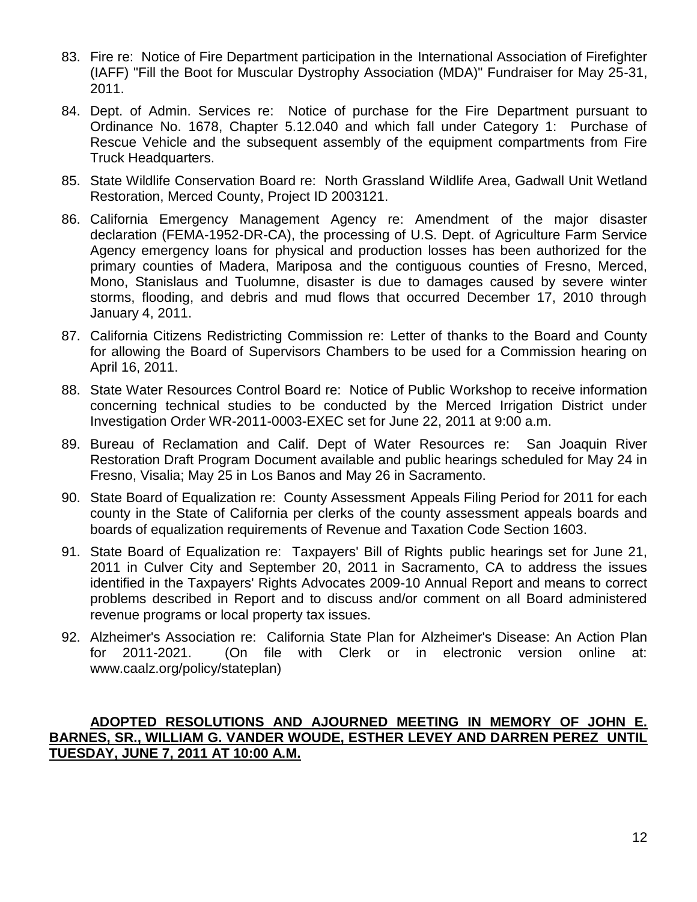83. Fire re: Notice of Fire Department participation in the International Association of Firefighter (IAFF) "Fill the Boot for Muscular Dystrophy Association (MDA)" Fundraiser for May 25-31, 2011.

84. Dept. of Admin. Services re: Notice of purchase for the Fire Department pursuant to Ordinance No. 1678, Chapter 5.12.040 and which fall under Category 1: Purchase of Rescue Vehicle and the subsequent assembly of the equipment compartments from Fire Truck Headquarters.

85. State Wildlife Conservation Board re: North Grassland Wildlife Area, Gadwall Unit Wetland Restoration, Merced County, Project ID 2003121.

86. California Emergency Management Agency re: Amendment of the major disaster declaration (FEMA-1952-DR-CA), the processing of U.S. Dept. of Agriculture Farm Service Agency emergency loans for physical and production losses has been authorized for the primary counties of Madera, Mariposa and the contiguous counties of Fresno, Merced, Mono, Stanislaus and Tuolumne, disaster is due to damages caused by severe winter storms, flooding, and debris and mud flows that occurred December 17, 2010 through January 4, 2011.

87. California Citizens Redistricting Commission re: Letter of thanks to the Board and County for allowing the Board of Supervisors Chambers to be used for a Commission hearing on April 16, 2011.

88. State Water Resources Control Board re: Notice of Public Workshop to receive information concerning technical studies to be conducted by the Merced Irrigation District under Investigation Order WR-2011-0003-EXEC set for June 22, 2011 at 9:00 a.m.

89. Bureau of Reclamation and Calif. Dept of Water Resources re: San Joaquin River Restoration Draft Program Document available and public hearings scheduled for May 24 in Fresno, Visalia; May 25 in Los Banos and May 26 in Sacramento.

90. State Board of Equalization re: County Assessment Appeals Filing Period for 2011 for each county in the State of California per clerks of the county assessment appeals boards and boards of equalization requirements of Revenue and Taxation Code Section 1603.

91. State Board of Equalization re: Taxpayers' Bill of Rights public hearings set for June 21, 2011 in Culver City and September 20, 2011 in Sacramento, CA to address the issues identified in the Taxpayers' Rights Advocates 2009-10 Annual Report and means to correct problems described in Report and to discuss and/or comment on all Board administered revenue programs or local property tax issues.

92. Alzheimer's Association re: California State Plan for Alzheimer's Disease: An Action Plan for 2011-2021. (On file with Clerk or in electronic version online at: www.caalz.org/policy/stateplan)

**ADOPTED RESOLUTIONS AND AJOURNED MEETING IN MEMORY OF JOHN E. BARNES, SR., WILLIAM G. VANDER WOUDE, ESTHER LEVEY AND DARREN PEREZ UNTIL TUESDAY, JUNE 7, 2011 AT 10:00 A.M.**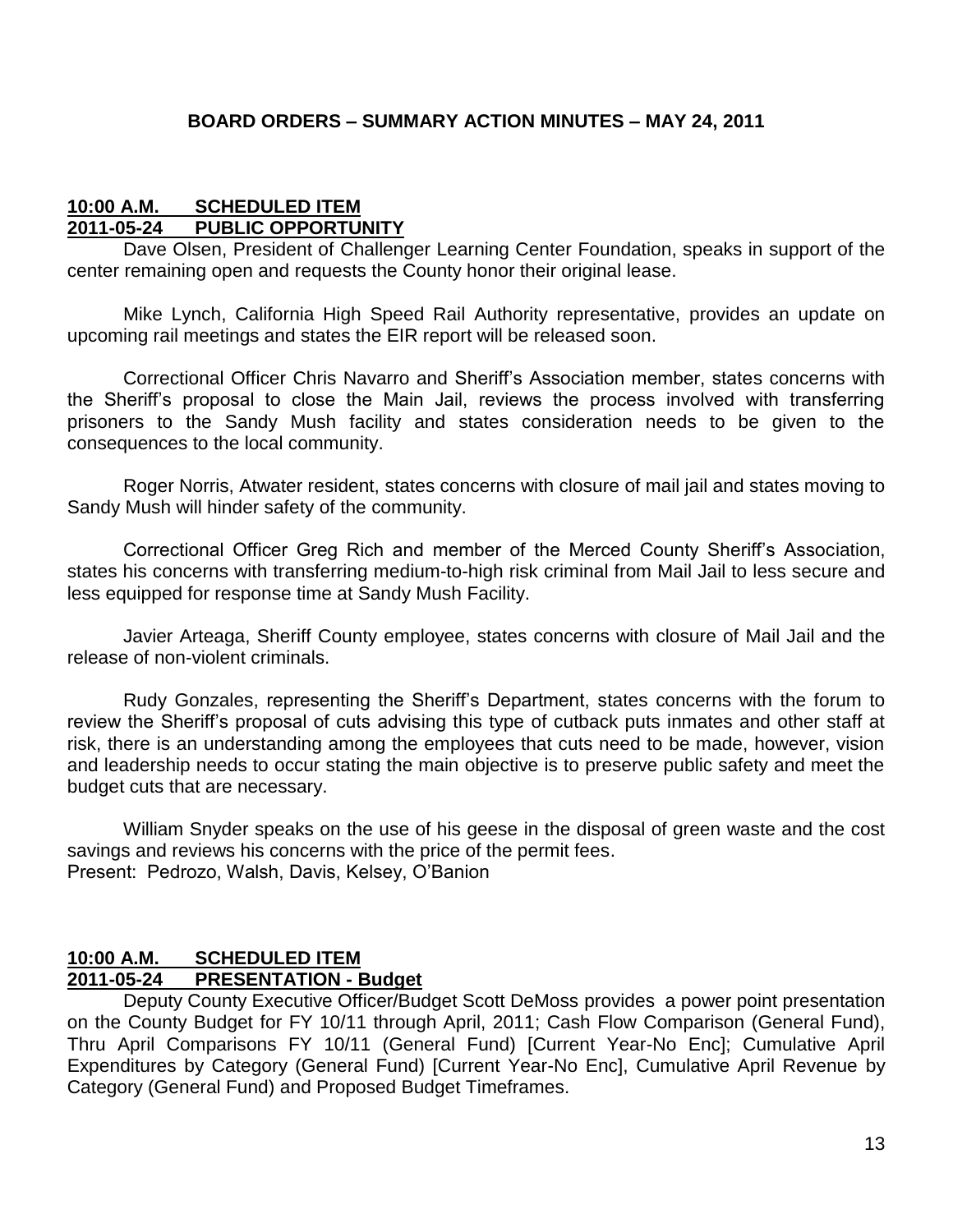## BOARD ORDERS – SUMMARY ACTION MINUTES – MAY 24, 2011

**10:00 A.M. SCHEDULED ITEM**
**2011-05-24 PUBLIC OPPORTUNITY**

Dave Olsen, President of Challenger Learning Center Foundation, speaks in support of the center remaining open and requests the County honor their original lease.

Mike Lynch, California High Speed Rail Authority representative, provides an update on upcoming rail meetings and states the EIR report will be released soon.

Correctional Officer Chris Navarro and Sheriff's Association member, states concerns with the Sheriff's proposal to close the Main Jail, reviews the process involved with transferring prisoners to the Sandy Mush facility and states consideration needs to be given to the consequences to the local community.

Roger Norris, Atwater resident, states concerns with closure of mail jail and states moving to Sandy Mush will hinder safety of the community.

Correctional Officer Greg Rich and member of the Merced County Sheriff's Association, states his concerns with transferring medium-to-high risk criminal from Mail Jail to less secure and less equipped for response time at Sandy Mush Facility.

Javier Arteaga, Sheriff County employee, states concerns with closure of Mail Jail and the release of non-violent criminals.

Rudy Gonzales, representing the Sheriff's Department, states concerns with the forum to review the Sheriff's proposal of cuts advising this type of cutback puts inmates and other staff at risk, there is an understanding among the employees that cuts need to be made, however, vision and leadership needs to occur stating the main objective is to preserve public safety and meet the budget cuts that are necessary.

William Snyder speaks on the use of his geese in the disposal of green waste and the cost savings and reviews his concerns with the price of the permit fees.
Present: Pedrozo, Walsh, Davis, Kelsey, O'Banion

**10:00 A.M. SCHEDULED ITEM**
**2011-05-24 PRESENTATION - Budget**

Deputy County Executive Officer/Budget Scott DeMoss provides a power point presentation on the County Budget for FY 10/11 through April, 2011; Cash Flow Comparison (General Fund), Thru April Comparisons FY 10/11 (General Fund) [Current Year-No Enc]; Cumulative April Expenditures by Category (General Fund) [Current Year-No Enc], Cumulative April Revenue by Category (General Fund) and Proposed Budget Timeframes.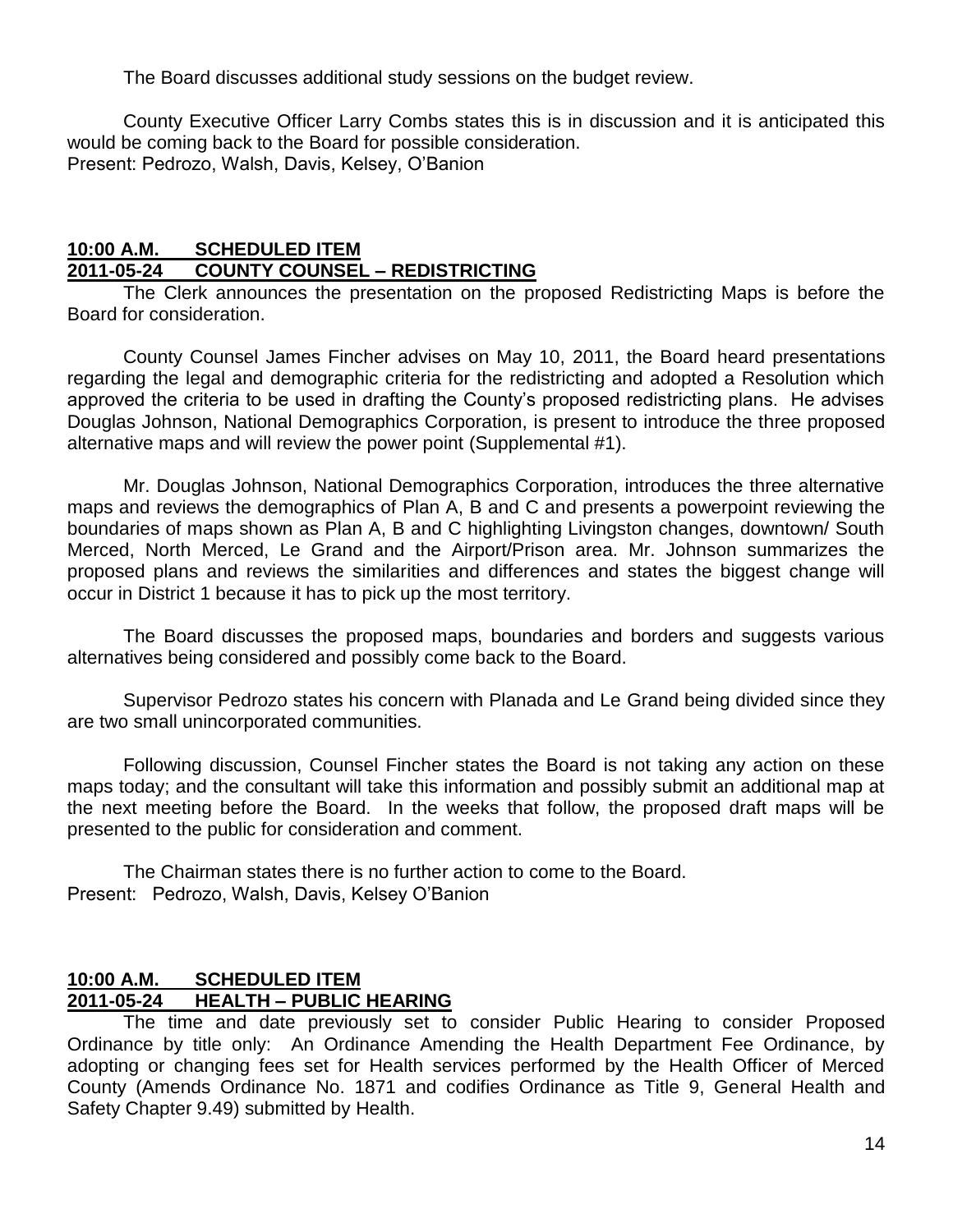The Board discusses additional study sessions on the budget review.

County Executive Officer Larry Combs states this is in discussion and it is anticipated this would be coming back to the Board for possible consideration.
Present: Pedrozo, Walsh, Davis, Kelsey, O'Banion

**10:00 A.M. SCHEDULED ITEM**
**2011-05-24 COUNTY COUNSEL – REDISTRICTING**

The Clerk announces the presentation on the proposed Redistricting Maps is before the Board for consideration.

County Counsel James Fincher advises on May 10, 2011, the Board heard presentations regarding the legal and demographic criteria for the redistricting and adopted a Resolution which approved the criteria to be used in drafting the County's proposed redistricting plans. He advises Douglas Johnson, National Demographics Corporation, is present to introduce the three proposed alternative maps and will review the power point (Supplemental #1).

Mr. Douglas Johnson, National Demographics Corporation, introduces the three alternative maps and reviews the demographics of Plan A, B and C and presents a powerpoint reviewing the boundaries of maps shown as Plan A, B and C highlighting Livingston changes, downtown/ South Merced, North Merced, Le Grand and the Airport/Prison area. Mr. Johnson summarizes the proposed plans and reviews the similarities and differences and states the biggest change will occur in District 1 because it has to pick up the most territory.

The Board discusses the proposed maps, boundaries and borders and suggests various alternatives being considered and possibly come back to the Board.

Supervisor Pedrozo states his concern with Planada and Le Grand being divided since they are two small unincorporated communities.

Following discussion, Counsel Fincher states the Board is not taking any action on these maps today; and the consultant will take this information and possibly submit an additional map at the next meeting before the Board. In the weeks that follow, the proposed draft maps will be presented to the public for consideration and comment.

The Chairman states there is no further action to come to the Board.
Present: Pedrozo, Walsh, Davis, Kelsey O'Banion

**10:00 A.M. SCHEDULED ITEM**
**2011-05-24 HEALTH – PUBLIC HEARING**

The time and date previously set to consider Public Hearing to consider Proposed Ordinance by title only: An Ordinance Amending the Health Department Fee Ordinance, by adopting or changing fees set for Health services performed by the Health Officer of Merced County (Amends Ordinance No. 1871 and codifies Ordinance as Title 9, General Health and Safety Chapter 9.49) submitted by Health.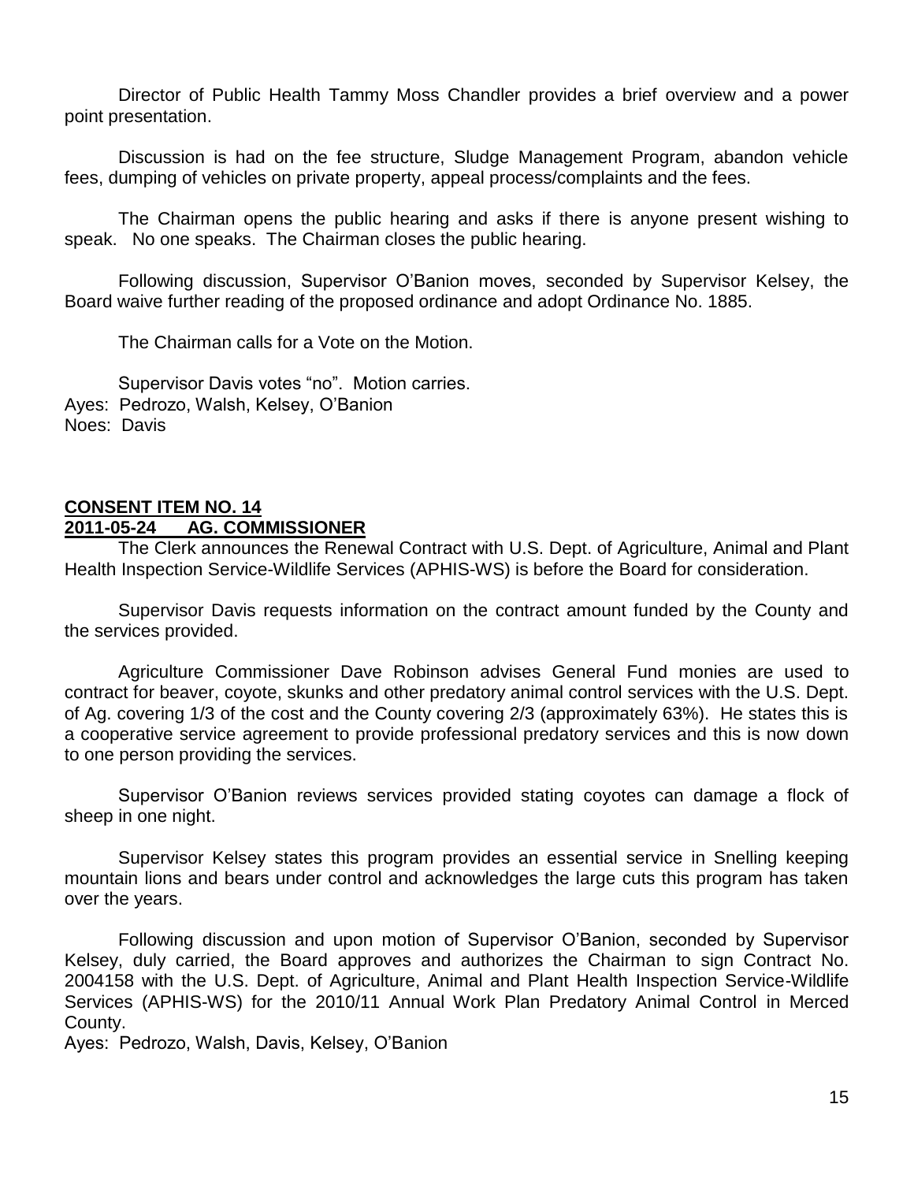Director of Public Health Tammy Moss Chandler provides a brief overview and a power point presentation.

Discussion is had on the fee structure, Sludge Management Program, abandon vehicle fees, dumping of vehicles on private property, appeal process/complaints and the fees.

The Chairman opens the public hearing and asks if there is anyone present wishing to speak. No one speaks. The Chairman closes the public hearing.

Following discussion, Supervisor O'Banion moves, seconded by Supervisor Kelsey, the Board waive further reading of the proposed ordinance and adopt Ordinance No. 1885.

The Chairman calls for a Vote on the Motion.

Supervisor Davis votes "no". Motion carries.
Ayes: Pedrozo, Walsh, Kelsey, O'Banion
Noes: Davis

**CONSENT ITEM NO. 14**
**2011-05-24 AG. COMMISSIONER**

The Clerk announces the Renewal Contract with U.S. Dept. of Agriculture, Animal and Plant Health Inspection Service-Wildlife Services (APHIS-WS) is before the Board for consideration.

Supervisor Davis requests information on the contract amount funded by the County and the services provided.

Agriculture Commissioner Dave Robinson advises General Fund monies are used to contract for beaver, coyote, skunks and other predatory animal control services with the U.S. Dept. of Ag. covering 1/3 of the cost and the County covering 2/3 (approximately 63%). He states this is a cooperative service agreement to provide professional predatory services and this is now down to one person providing the services.

Supervisor O'Banion reviews services provided stating coyotes can damage a flock of sheep in one night.

Supervisor Kelsey states this program provides an essential service in Snelling keeping mountain lions and bears under control and acknowledges the large cuts this program has taken over the years.

Following discussion and upon motion of Supervisor O'Banion, seconded by Supervisor Kelsey, duly carried, the Board approves and authorizes the Chairman to sign Contract No. 2004158 with the U.S. Dept. of Agriculture, Animal and Plant Health Inspection Service-Wildlife Services (APHIS-WS) for the 2010/11 Annual Work Plan Predatory Animal Control in Merced County.
Ayes: Pedrozo, Walsh, Davis, Kelsey, O'Banion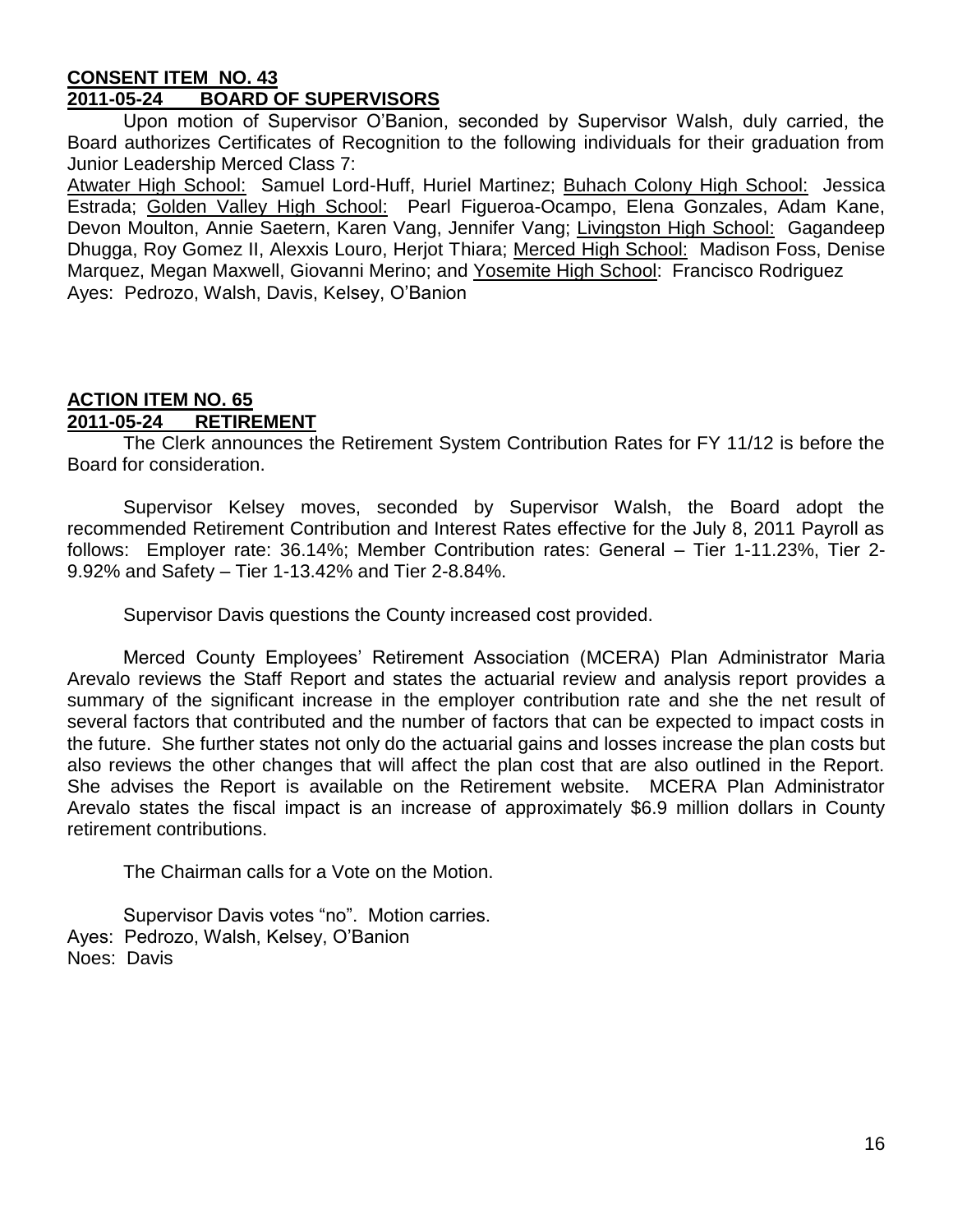**CONSENT ITEM NO. 43**
**2011-05-24 BOARD OF SUPERVISORS**

Upon motion of Supervisor O'Banion, seconded by Supervisor Walsh, duly carried, the Board authorizes Certificates of Recognition to the following individuals for their graduation from Junior Leadership Merced Class 7:

Atwater High School: Samuel Lord-Huff, Huriel Martinez; Buhach Colony High School: Jessica Estrada; Golden Valley High School: Pearl Figueroa-Ocampo, Elena Gonzales, Adam Kane, Devon Moulton, Annie Saetern, Karen Vang, Jennifer Vang; Livingston High School: Gagandeep Dhugga, Roy Gomez II, Alexxis Louro, Herjot Thiara; Merced High School: Madison Foss, Denise Marquez, Megan Maxwell, Giovanni Merino; and Yosemite High School: Francisco Rodriguez

Ayes: Pedrozo, Walsh, Davis, Kelsey, O'Banion

**ACTION ITEM NO. 65**
**2011-05-24 RETIREMENT**

The Clerk announces the Retirement System Contribution Rates for FY 11/12 is before the Board for consideration.

Supervisor Kelsey moves, seconded by Supervisor Walsh, the Board adopt the recommended Retirement Contribution and Interest Rates effective for the July 8, 2011 Payroll as follows: Employer rate: 36.14%; Member Contribution rates: General – Tier 1-11.23%, Tier 2-9.92% and Safety – Tier 1-13.42% and Tier 2-8.84%.

Supervisor Davis questions the County increased cost provided.

Merced County Employees' Retirement Association (MCERA) Plan Administrator Maria Arevalo reviews the Staff Report and states the actuarial review and analysis report provides a summary of the significant increase in the employer contribution rate and she the net result of several factors that contributed and the number of factors that can be expected to impact costs in the future. She further states not only do the actuarial gains and losses increase the plan costs but also reviews the other changes that will affect the plan cost that are also outlined in the Report. She advises the Report is available on the Retirement website. MCERA Plan Administrator Arevalo states the fiscal impact is an increase of approximately $6.9 million dollars in County retirement contributions.

The Chairman calls for a Vote on the Motion.

Supervisor Davis votes "no". Motion carries.

Ayes: Pedrozo, Walsh, Kelsey, O'Banion

Noes: Davis